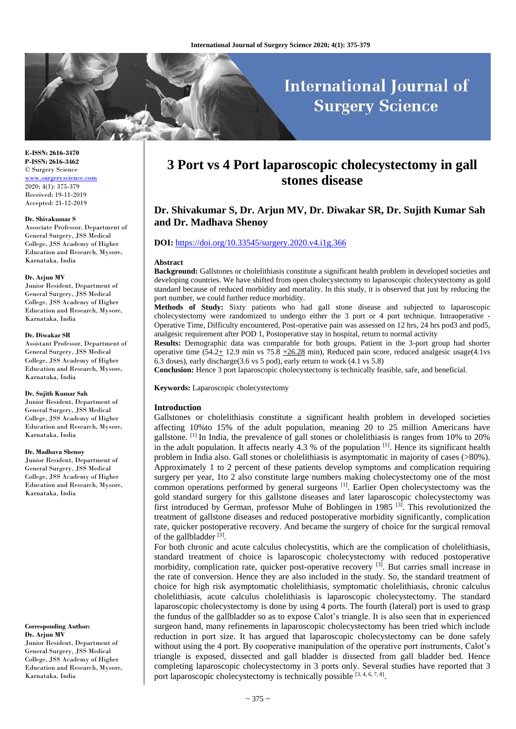# 3 Port vs 4 Port laparoscopic cholecystectomy in gall stones disease

## Dr. Shivakumar S, Dr. Arjun MV, Dr. Diwakar SR, Dr. Sujith Kumar Sah and Dr. Madhava Shenoy

**DOI:** https://doi.org/10.33545/surgery.2020.v4.i1g.366

E-ISSN: 2616-3470
P-ISSN: 2616-3462
© Surgery Science
www.surgeryscience.com
2020; 4(1): 375-379
Received: 19-11-2019
Accepted: 21-12-2019

**Dr. Shivakumar S**
Associate Professor, Department of General Surgery, JSS Medical College, JSS Academy of Higher Education and Research, Mysore, Karnataka, India

**Dr. Arjun MV**
Junior Resident, Department of General Surgery, JSS Medical College, JSS Academy of Higher Education and Research, Mysore, Karnataka, India

**Dr. Diwakar SR**
Assistant Professor, Department of General Surgery, JSS Medical College, JSS Academy of Higher Education and Research, Mysore, Karnataka, India

**Dr. Sujith Kumar Sah**
Junior Resident, Department of General Surgery, JSS Medical College, JSS Academy of Higher Education and Research, Mysore, Karnataka, India

**Dr. Madhava Shenoy**
Junior Resident, Department of General Surgery, JSS Medical College, JSS Academy of Higher Education and Research, Mysore, Karnataka, India

**Corresponding Author:**
**Dr. Arjun MV**
Junior Resident, Department of General Surgery, JSS Medical College, JSS Academy of Higher Education and Research, Mysore, Karnataka, India

### Abstract

**Background:** Gallstones or cholelithiasis constitute a significant health problem in developed societies and developing countries. We have shifted from open cholecystectomy to laparoscopic cholecystectomy as gold standard because of reduced morbidity and mortality. In this study, it is observed that just by reducing the port number, we could further reduce morbidity.

**Methods of Study:** Sixty patients who had gall stone disease and subjected to laparoscopic cholecystectomy were randomized to undergo either the 3 port or 4 port technique. Intraoperative - Operative Time, Difficulty encountered, Post-operative pain was assessed on 12 hrs, 24 hrs pod3 and pod5, analgesic requirement after POD 1, Postoperative stay in hospital, return to normal activity

**Results:** Demographic data was comparable for both groups. Patient in the 3-port group had shorter operative time (54.2+ 12.9 min vs 75.8 +26.28 min), Reduced pain score, reduced analgesic usage(4.1vs 6.3 doses), early discharge(3.6 vs 5 pod), early return to work (4.1 vs 5.8)

**Conclusion:** Hence 3 port laparoscopic cholecystectomy is technically feasible, safe, and beneficial.

**Keywords:** Laparoscopic cholecystectomy

### Introduction

Gallstones or cholelithiasis constitute a significant health problem in developed societies affecting 10%to 15% of the adult population, meaning 20 to 25 million Americans have gallstone. [1] In India, the prevalence of gall stones or cholelithiasis is ranges from 10% to 20% in the adult population. It affects nearly 4.3 % of the population [1]. Hence its significant health problem in India also. Gall stones or cholelithiasis is asymptomatic in majority of cases (>80%). Approximately 1 to 2 percent of these patients develop symptoms and complication requiring surgery per year, 1to 2 also constitute large numbers making cholecystectomy one of the most common operations performed by general surgeons [1]. Earlier Open cholecystectomy was the gold standard surgery for this gallstone diseases and later laparoscopic cholecystectomy was first introduced by German, professor Muhe of Boblingen in 1985 [3]. This revolutionized the treatment of gallstone diseases and reduced postoperative morbidity significantly, complication rate, quicker postoperative recovery. And became the surgery of choice for the surgical removal of the gallbladder [3].

For both chronic and acute calculus cholecystitis, which are the complication of cholelithiasis, standard treatment of choice is laparoscopic cholecystectomy with reduced postoperative morbidity, complication rate, quicker post-operative recovery [3]. But carries small increase in the rate of conversion. Hence they are also included in the study. So, the standard treatment of choice for high risk asymptomatic cholelithiasis, symptomatic cholelithiasis, chronic calculus cholelithiasis, acute calculus cholelithiasis is laparoscopic cholecystectomy. The standard laparoscopic cholecystectomy is done by using 4 ports. The fourth (lateral) port is used to grasp the fundus of the gallbladder so as to expose Calot's triangle. It is also seen that in experienced surgeon hand, many refinements in laparoscopic cholecystectomy has been tried which include reduction in port size. It has argued that laparoscopic cholecystectomy can be done safely without using the 4 port. By cooperative manipulation of the operative port instruments, Calot's triangle is exposed, dissected and gall bladder is dissected from gall bladder bed. Hence completing laparoscopic cholecystectomy in 3 ports only. Several studies have reported that 3 port laparoscopic cholecystectomy is technically possible [3, 4, 6, 7, 8].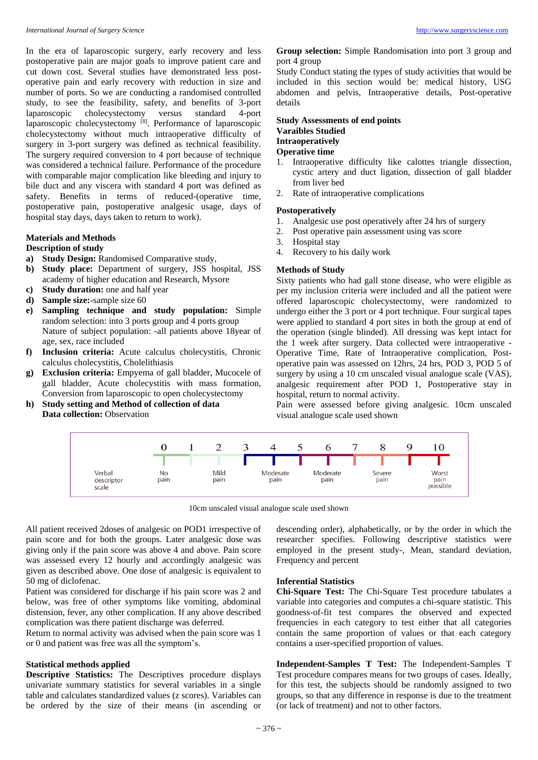In the era of laparoscopic surgery, early recovery and less postoperative pain are major goals to improve patient care and cut down cost. Several studies have demonstrated less post-operative pain and early recovery with reduction in size and number of ports. So we are conducting a randomised controlled study, to see the feasibility, safety, and benefits of 3-port laparoscopic cholecystectomy versus standard 4-port laparoscopic cholecystectomy [8]. Performance of laparoscopic cholecystectomy without much intraoperative difficulty of surgery in 3-port surgery was defined as technical feasibility. The surgery required conversion to 4 port because of technique was considered a technical failure. Performance of the procedure with comparable major complication like bleeding and injury to bile duct and any viscera with standard 4 port was defined as safety. Benefits in terms of reduced-(operative time, postoperative pain, postoperative analgesic usage, days of hospital stay days, days taken to return to work).

## Materials and Methods

**Description of study**

a) **Study Design:** Randomised Comparative study,
b) **Study place:** Department of surgery, JSS hospital, JSS academy of higher education and Research, Mysore
c) **Study duration:** one and half year
d) **Sample size:**-sample size 60
e) **Sampling technique and study population:** Simple random selection: into 3 ports group and 4 ports group
   Nature of subject population: -all patients above 18year of age, sex, race included
f) **Inclusion criteria:** Acute calculus cholecystitis, Chronic calculus cholecystitis, Cholelithiasis
g) **Exclusion criteria:** Empyema of gall bladder, Mucocele of gall bladder, Acute cholecystitis with mass formation, Conversion from laparoscopic to open cholecystectomy
h) **Study setting and Method of collection of data**
   **Data collection:** Observation

**Group selection:** Simple Randomisation into port 3 group and port 4 group

Study Conduct stating the types of study activities that would be included in this section would be: medical history, USG abdomen and pelvis, Intraoperative details, Post-operative details

**Study Assessments of end points**

**Varaibles Studied**

**Intraoperatively**

**Operative time**

1. Intraoperative difficulty like calottes triangle dissection, cystic artery and duct ligation, dissection of gall bladder from liver bed
2. Rate of intraoperative complications

**Postoperatively**

1. Analgesic use post operatively after 24 hrs of surgery
2. Post operative pain assessment using vas score
3. Hospital stay
4. Recovery to his daily work

**Methods of Study**

Sixty patients who had gall stone disease, who were eligible as per my inclusion criteria were included and all the patient were offered laparoscopic cholecystectomy, were randomized to undergo either the 3 port or 4 port technique. Four surgical tapes were applied to standard 4 port sites in both the group at end of the operation (single blinded). All dressing was kept intact for the 1 week after surgery. Data collected were intraoperative - Operative Time, Rate of Intraoperative complication, Post-operative pain was assessed on 12hrs, 24 hrs, POD 3, POD 5 of surgery by using a 10 cm unscaled visual analogue scale (VAS), analgesic requirement after POD 1, Postoperative stay in hospital, return to normal activity.

Pain were assessed before giving analgesic. 10cm unscaled visual analogue scale used shown

| Verbal descriptor scale | 0 No pain | 1 | 2 Mild pain | 3 | 4 Moderate pain | 5 | 6 Moderate pain | 7 | 8 Severe pain | 9 | 10 Worst pain possible |
|---|---|---|---|---|---|---|---|---|---|---|---|

10cm unscaled visual analogue scale used shown

All patient received 2doses of analgesic on POD1 irrespective of pain score and for both the groups. Later analgesic dose was giving only if the pain score was above 4 and above. Pain score was assessed every 12 hourly and accordingly analgesic was given as described above. One dose of analgesic is equivalent to 50 mg of diclofenac.

Patient was considered for discharge if his pain score was 2 and below, was free of other symptoms like vomiting, abdominal distension, fever, any other complication. If any above described complication was there patient discharge was deferred.

Return to normal activity was advised when the pain score was 1 or 0 and patient was free was all the symptom's.

**Statistical methods applied**

**Descriptive Statistics:** The Descriptives procedure displays univariate summary statistics for several variables in a single table and calculates standardized values (z scores). Variables can be ordered by the size of their means (in ascending or descending order), alphabetically, or by the order in which the researcher specifies. Following descriptive statistics were employed in the present study-, Mean, standard deviation, Frequency and percent

**Inferential Statistics**

**Chi-Square Test:** The Chi-Square Test procedure tabulates a variable into categories and computes a chi-square statistic. This goodness-of-fit test compares the observed and expected frequencies in each category to test either that all categories contain the same proportion of values or that each category contains a user-specified proportion of values.

**Independent-Samples T Test:** The Independent-Samples T Test procedure compares means for two groups of cases. Ideally, for this test, the subjects should be randomly assigned to two groups, so that any difference in response is due to the treatment (or lack of treatment) and not to other factors.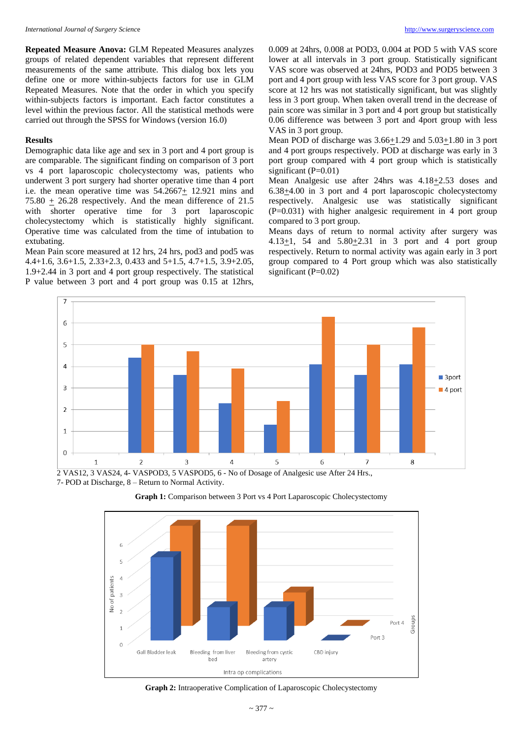**Repeated Measure Anova:** GLM Repeated Measures analyzes groups of related dependent variables that represent different measurements of the same attribute. This dialog box lets you define one or more within-subjects factors for use in GLM Repeated Measures. Note that the order in which you specify within-subjects factors is important. Each factor constitutes a level within the previous factor. All the statistical methods were carried out through the SPSS for Windows (version 16.0)

## Results

Demographic data like age and sex in 3 port and 4 port group is are comparable. The significant finding on comparison of 3 port vs 4 port laparoscopic cholecystectomy was, patients who underwent 3 port surgery had shorter operative time than 4 port i.e. the mean operative time was 54.2667± 12.921 mins and 75.80 ± 26.28 respectively. And the mean difference of 21.5 with shorter operative time for 3 port laparoscopic cholecystectomy which is statistically highly significant. Operative time was calculated from the time of intubation to extubating.

Mean Pain score measured at 12 hrs, 24 hrs, pod3 and pod5 was 4.4+1.6, 3.6+1.5, 2.33+2.3, 0.433 and 5+1.5, 4.7+1.5, 3.9+2.05, 1.9+2.44 in 3 port and 4 port group respectively. The statistical P value between 3 port and 4 port group was 0.15 at 12hrs, 0.009 at 24hrs, 0.008 at POD3, 0.004 at POD 5 with VAS score lower at all intervals in 3 port group. Statistically significant VAS score was observed at 24hrs, POD3 and POD5 between 3 port and 4 port group with less VAS score for 3 port group. VAS score at 12 hrs was not statistically significant, but was slightly less in 3 port group. When taken overall trend in the decrease of pain score was similar in 3 port and 4 port group but statistically 0.06 difference was between 3 port and 4port group with less VAS in 3 port group.

Mean POD of discharge was 3.66±1.29 and 5.03±1.80 in 3 port and 4 port groups respectively. POD at discharge was early in 3 port group compared with 4 port group which is statistically significant (P=0.01)

Mean Analgesic use after 24hrs was 4.18±2.53 doses and 6.38±4.00 in 3 port and 4 port laparoscopic cholecystectomy respectively. Analgesic use was statistically significant (P=0.031) with higher analgesic requirement in 4 port group compared to 3 port group.

Means days of return to normal activity after surgery was 4.13±1, 54 and 5.80±2.31 in 3 port and 4 port group respectively. Return to normal activity was again early in 3 port group compared to 4 Port group which was also statistically significant (P=0.02)

2 VAS12, 3 VAS24, 4- VASPOD3, 5 VASPOD5, 6 - No of Dosage of Analgesic use After 24 Hrs., 7- POD at Discharge, 8 – Return to Normal Activity.

**Graph 1:** Comparison between 3 Port vs 4 Port Laparoscopic Cholecystectomy

**Graph 2:** Intraoperative Complication of Laparoscopic Cholecystectomy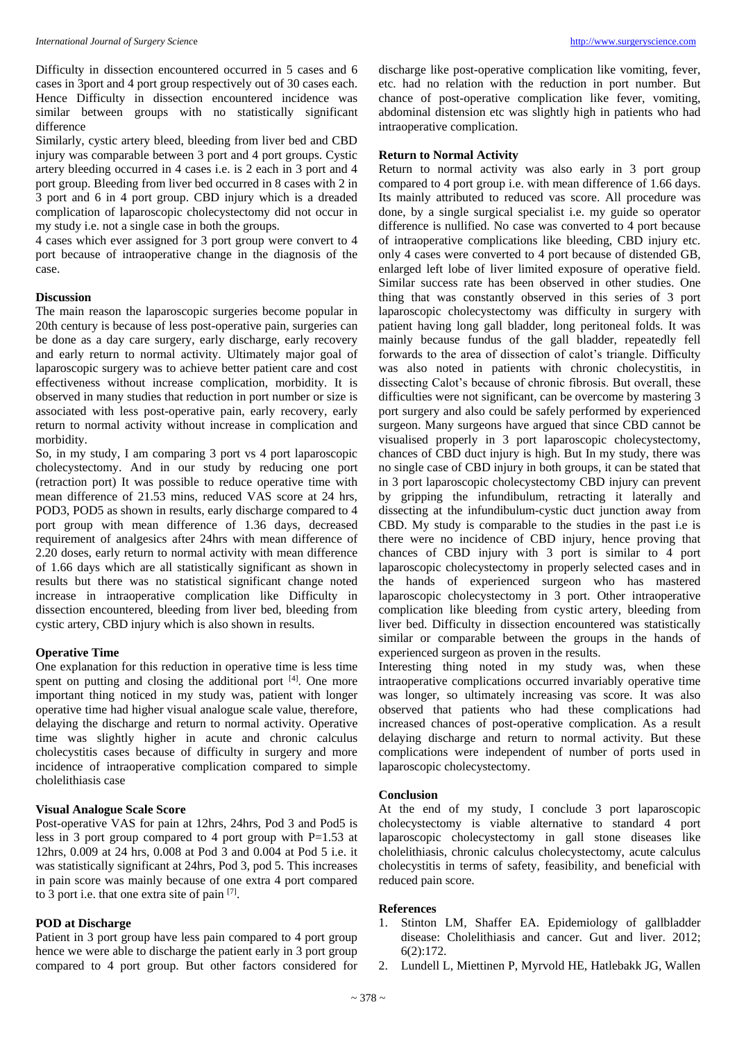Difficulty in dissection encountered occurred in 5 cases and 6 cases in 3port and 4 port group respectively out of 30 cases each. Hence Difficulty in dissection encountered incidence was similar between groups with no statistically significant difference

Similarly, cystic artery bleed, bleeding from liver bed and CBD injury was comparable between 3 port and 4 port groups. Cystic artery bleeding occurred in 4 cases i.e. is 2 each in 3 port and 4 port group. Bleeding from liver bed occurred in 8 cases with 2 in 3 port and 6 in 4 port group. CBD injury which is a dreaded complication of laparoscopic cholecystectomy did not occur in my study i.e. not a single case in both the groups.

4 cases which ever assigned for 3 port group were convert to 4 port because of intraoperative change in the diagnosis of the case.

## Discussion

The main reason the laparoscopic surgeries become popular in 20th century is because of less post-operative pain, surgeries can be done as a day care surgery, early discharge, early recovery and early return to normal activity. Ultimately major goal of laparoscopic surgery was to achieve better patient care and cost effectiveness without increase complication, morbidity. It is observed in many studies that reduction in port number or size is associated with less post-operative pain, early recovery, early return to normal activity without increase in complication and morbidity.

So, in my study, I am comparing 3 port vs 4 port laparoscopic cholecystectomy. And in our study by reducing one port (retraction port) It was possible to reduce operative time with mean difference of 21.53 mins, reduced VAS score at 24 hrs, POD3, POD5 as shown in results, early discharge compared to 4 port group with mean difference of 1.36 days, decreased requirement of analgesics after 24hrs with mean difference of 2.20 doses, early return to normal activity with mean difference of 1.66 days which are all statistically significant as shown in results but there was no statistical significant change noted increase in intraoperative complication like Difficulty in dissection encountered, bleeding from liver bed, bleeding from cystic artery, CBD injury which is also shown in results.

### Operative Time

One explanation for this reduction in operative time is less time spent on putting and closing the additional port [4]. One more important thing noticed in my study was, patient with longer operative time had higher visual analogue scale value, therefore, delaying the discharge and return to normal activity. Operative time was slightly higher in acute and chronic calculus cholecystitis cases because of difficulty in surgery and more incidence of intraoperative complication compared to simple cholelithiasis case

### Visual Analogue Scale Score

Post-operative VAS for pain at 12hrs, 24hrs, Pod 3 and Pod5 is less in 3 port group compared to 4 port group with P=1.53 at 12hrs, 0.009 at 24 hrs, 0.008 at Pod 3 and 0.004 at Pod 5 i.e. it was statistically significant at 24hrs, Pod 3, pod 5. This increases in pain score was mainly because of one extra 4 port compared to 3 port i.e. that one extra site of pain [7].

### POD at Discharge

Patient in 3 port group have less pain compared to 4 port group hence we were able to discharge the patient early in 3 port group compared to 4 port group. But other factors considered for discharge like post-operative complication like vomiting, fever, etc. had no relation with the reduction in port number. But chance of post-operative complication like fever, vomiting, abdominal distension etc was slightly high in patients who had intraoperative complication.

### Return to Normal Activity

Return to normal activity was also early in 3 port group compared to 4 port group i.e. with mean difference of 1.66 days. Its mainly attributed to reduced vas score. All procedure was done, by a single surgical specialist i.e. my guide so operator difference is nullified. No case was converted to 4 port because of intraoperative complications like bleeding, CBD injury etc. only 4 cases were converted to 4 port because of distended GB, enlarged left lobe of liver limited exposure of operative field. Similar success rate has been observed in other studies. One thing that was constantly observed in this series of 3 port laparoscopic cholecystectomy was difficulty in surgery with patient having long gall bladder, long peritoneal folds. It was mainly because fundus of the gall bladder, repeatedly fell forwards to the area of dissection of calot's triangle. Difficulty was also noted in patients with chronic cholecystitis, in dissecting Calot's because of chronic fibrosis. But overall, these difficulties were not significant, can be overcome by mastering 3 port surgery and also could be safely performed by experienced surgeon. Many surgeons have argued that since CBD cannot be visualised properly in 3 port laparoscopic cholecystectomy, chances of CBD duct injury is high. But In my study, there was no single case of CBD injury in both groups, it can be stated that in 3 port laparoscopic cholecystectomy CBD injury can prevent by gripping the infundibulum, retracting it laterally and dissecting at the infundibulum-cystic duct junction away from CBD. My study is comparable to the studies in the past i.e is there were no incidence of CBD injury, hence proving that chances of CBD injury with 3 port is similar to 4 port laparoscopic cholecystectomy in properly selected cases and in the hands of experienced surgeon who has mastered laparoscopic cholecystectomy in 3 port. Other intraoperative complication like bleeding from cystic artery, bleeding from liver bed. Difficulty in dissection encountered was statistically similar or comparable between the groups in the hands of experienced surgeon as proven in the results.

Interesting thing noted in my study was, when these intraoperative complications occurred invariably operative time was longer, so ultimately increasing vas score. It was also observed that patients who had these complications had increased chances of post-operative complication. As a result delaying discharge and return to normal activity. But these complications were independent of number of ports used in laparoscopic cholecystectomy.

## Conclusion

At the end of my study, I conclude 3 port laparoscopic cholecystectomy is viable alternative to standard 4 port laparoscopic cholecystectomy in gall stone diseases like cholelithiasis, chronic calculus cholecystectomy, acute calculus cholecystitis in terms of safety, feasibility, and beneficial with reduced pain score.

## References

1. Stinton LM, Shaffer EA. Epidemiology of gallbladder disease: Cholelithiasis and cancer. Gut and liver. 2012; 6(2):172.
2. Lundell L, Miettinen P, Myrvold HE, Hatlebakk JG, Wallen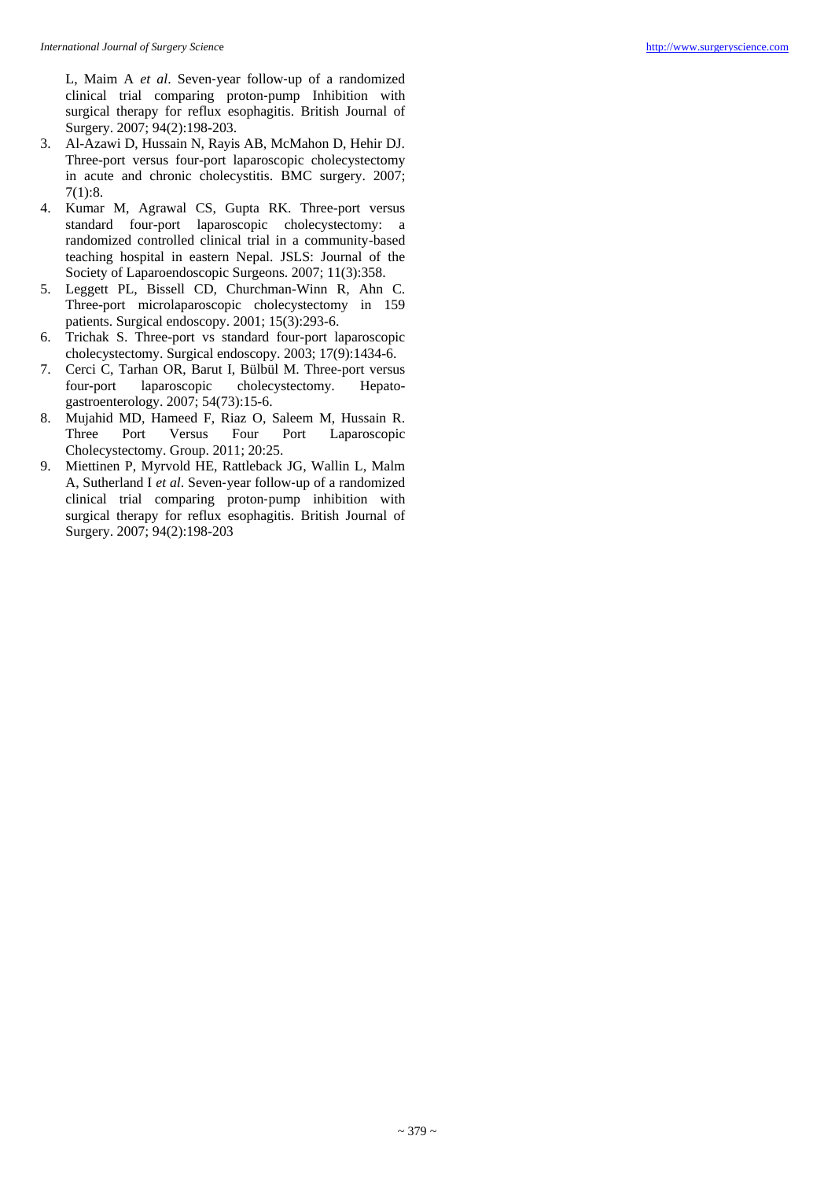L, Maim A *et al*. Seven-year follow-up of a randomized clinical trial comparing proton-pump Inhibition with surgical therapy for reflux esophagitis. British Journal of Surgery. 2007; 94(2):198-203.

3. Al-Azawi D, Hussain N, Rayis AB, McMahon D, Hehir DJ. Three-port versus four-port laparoscopic cholecystectomy in acute and chronic cholecystitis. BMC surgery. 2007; 7(1):8.
4. Kumar M, Agrawal CS, Gupta RK. Three-port versus standard four-port laparoscopic cholecystectomy: a randomized controlled clinical trial in a community-based teaching hospital in eastern Nepal. JSLS: Journal of the Society of Laparoendoscopic Surgeons. 2007; 11(3):358.
5. Leggett PL, Bissell CD, Churchman-Winn R, Ahn C. Three-port microlaparoscopic cholecystectomy in 159 patients. Surgical endoscopy. 2001; 15(3):293-6.
6. Trichak S. Three-port vs standard four-port laparoscopic cholecystectomy. Surgical endoscopy. 2003; 17(9):1434-6.
7. Cerci C, Tarhan OR, Barut I, Bülbül M. Three-port versus four-port laparoscopic cholecystectomy. Hepato-gastroenterology. 2007; 54(73):15-6.
8. Mujahid MD, Hameed F, Riaz O, Saleem M, Hussain R. Three Port Versus Four Port Laparoscopic Cholecystectomy. Group. 2011; 20:25.
9. Miettinen P, Myrvold HE, Rattleback JG, Wallin L, Malm A, Sutherland I *et al*. Seven-year follow-up of a randomized clinical trial comparing proton-pump inhibition with surgical therapy for reflux esophagitis. British Journal of Surgery. 2007; 94(2):198-203